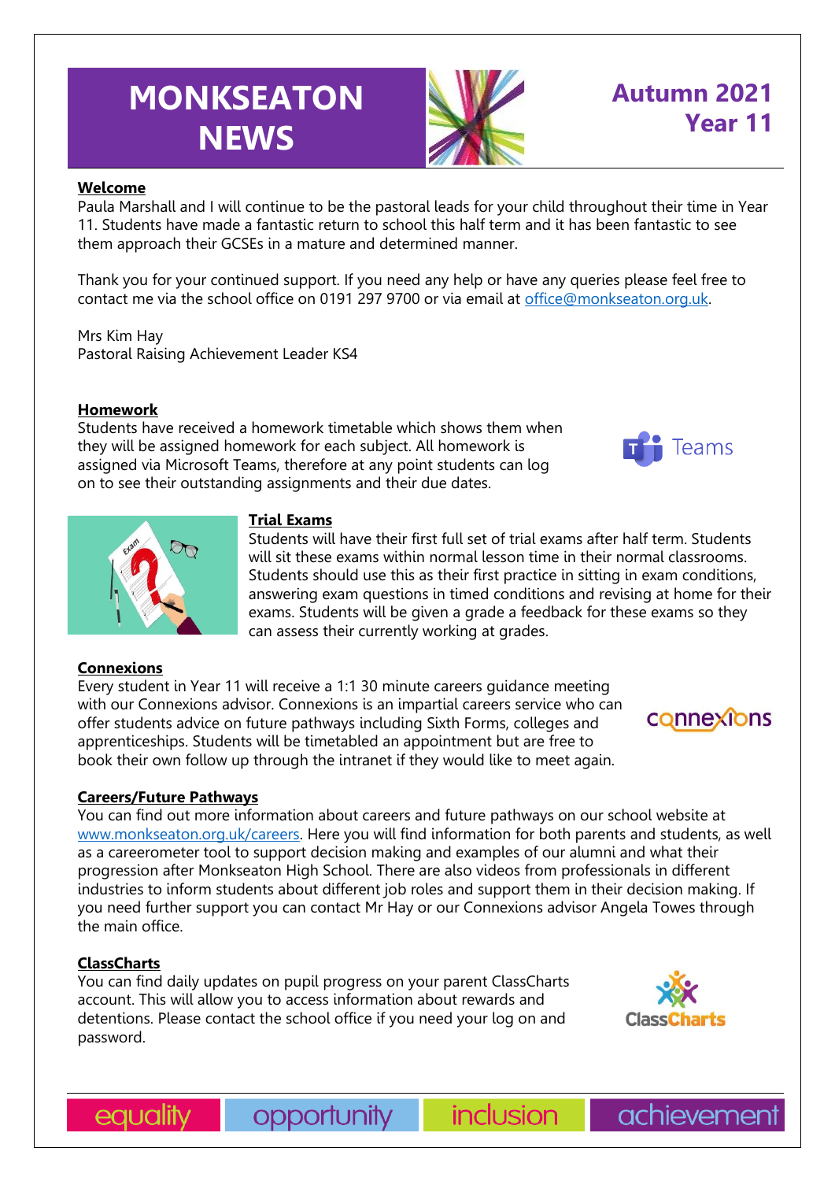# MONKSEATON NEWS

## Autumn 2021 Year 11

### Welcome

Paula Marshall and I will continue to be the pastoral leads for your child throughout their time in Year 11. Students have made a fantastic return to school this half term and it has been fantastic to see them approach their GCSEs in a mature and determined manner.

Thank you for your continued support. If you need any help or have any queries please feel free to contact me via the school office on 0191 297 9700 or via email at office@monkseaton.org.uk.

Mrs Kim Hay
Pastoral Raising Achievement Leader KS4

### Homework

Students have received a homework timetable which shows them when they will be assigned homework for each subject. All homework is assigned via Microsoft Teams, therefore at any point students can log on to see their outstanding assignments and their due dates.

### Trial Exams

Students will have their first full set of trial exams after half term. Students will sit these exams within normal lesson time in their normal classrooms. Students should use this as their first practice in sitting in exam conditions, answering exam questions in timed conditions and revising at home for their exams. Students will be given a grade a feedback for these exams so they can assess their currently working at grades.

### Connexions

Every student in Year 11 will receive a 1:1 30 minute careers guidance meeting with our Connexions advisor. Connexions is an impartial careers service who can offer students advice on future pathways including Sixth Forms, colleges and apprenticeships. Students will be timetabled an appointment but are free to book their own follow up through the intranet if they would like to meet again.

### Careers/Future Pathways

You can find out more information about careers and future pathways on our school website at www.monkseaton.org.uk/careers. Here you will find information for both parents and students, as well as a careerometer tool to support decision making and examples of our alumni and what their progression after Monkseaton High School. There are also videos from professionals in different industries to inform students about different job roles and support them in their decision making. If you need further support you can contact Mr Hay or our Connexions advisor Angela Towes through the main office.

### ClassCharts

You can find daily updates on pupil progress on your parent ClassCharts account. This will allow you to access information about rewards and detentions. Please contact the school office if you need your log on and password.

equality | opportunity | inclusion | achievement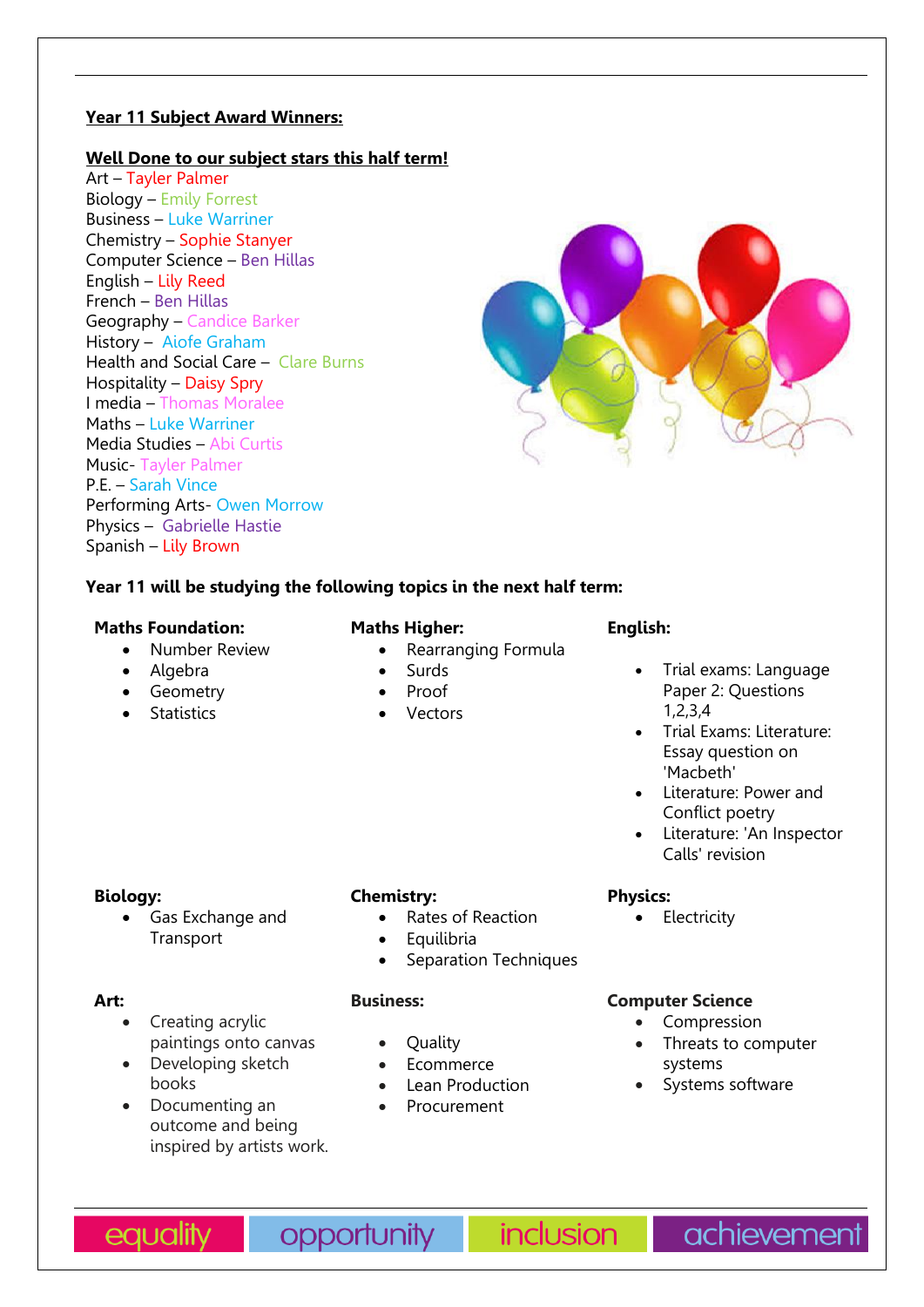**Year 11 Subject Award Winners:**

**Well Done to our subject stars this half term!**

Art – Tayler Palmer
Biology – Emily Forrest
Business – Luke Warriner
Chemistry – Sophie Stanyer
Computer Science – Ben Hillas
English – Lily Reed
French – Ben Hillas
Geography – Candice Barker
History – Aiofe Graham
Health and Social Care – Clare Burns
Hospitality – Daisy Spry
I media – Thomas Moralee
Maths – Luke Warriner
Media Studies – Abi Curtis
Music- Tayler Palmer
P.E. – Sarah Vince
Performing Arts- Owen Morrow
Physics – Gabrielle Hastie
Spanish – Lily Brown

**Year 11 will be studying the following topics in the next half term:**

**Maths Foundation:**

- Number Review
- Algebra
- Geometry
- Statistics

**Maths Higher:**

- Rearranging Formula
- Surds
- Proof
- Vectors

**English:**

- Trial exams: Language Paper 2: Questions 1,2,3,4
- Trial Exams: Literature: Essay question on 'Macbeth'
- Literature: Power and Conflict poetry
- Literature: 'An Inspector Calls' revision

**Biology:**

- Gas Exchange and Transport

**Chemistry:**

- Rates of Reaction
- Equilibria
- Separation Techniques

**Physics:**

- Electricity

**Art:**

- Creating acrylic paintings onto canvas
- Developing sketch books
- Documenting an outcome and being inspired by artists work.

**Business:**

- Quality
- Ecommerce
- Lean Production
- Procurement

**Computer Science**

- Compression
- Threats to computer systems
- Systems software

equality opportunity inclusion achievement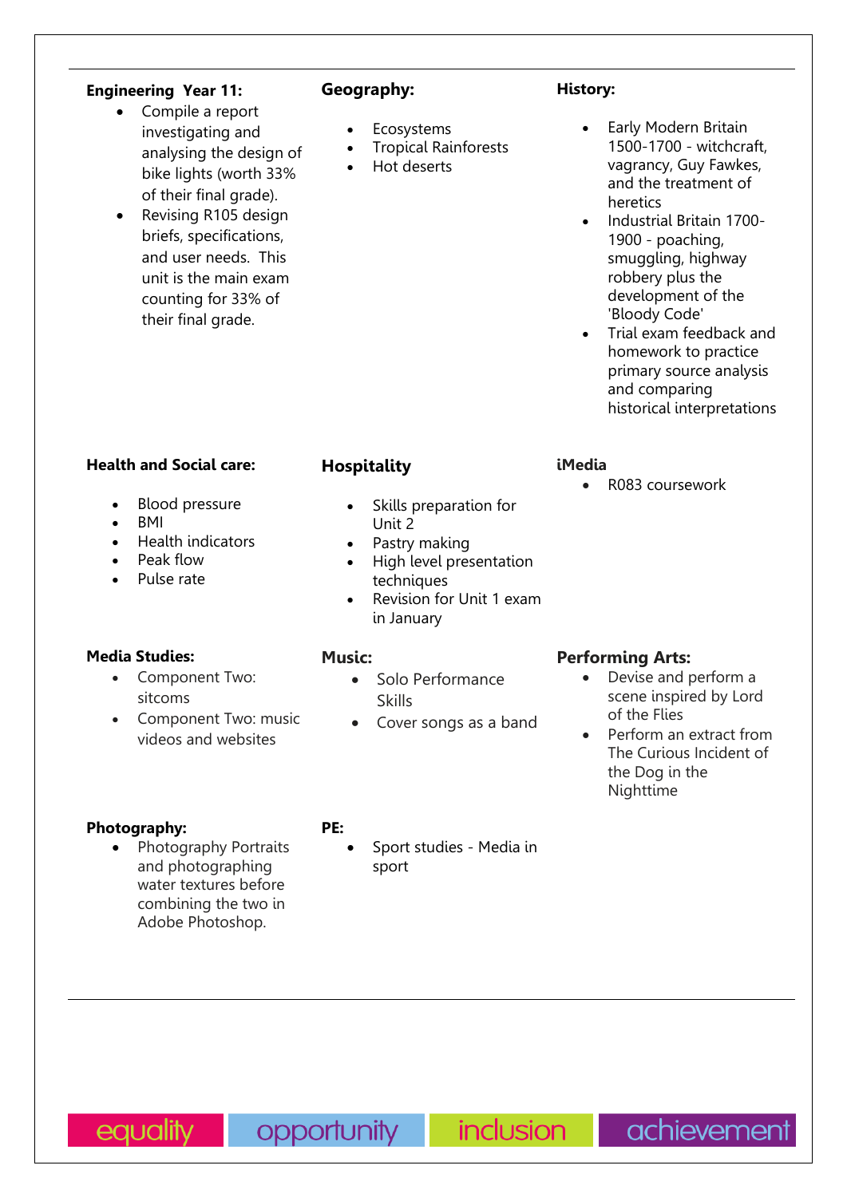**Engineering Year 11:**

- Compile a report investigating and analysing the design of bike lights (worth 33% of their final grade).
- Revising R105 design briefs, specifications, and user needs. This unit is the main exam counting for 33% of their final grade.

**Geography:**

- Ecosystems
- Tropical Rainforests
- Hot deserts

**History:**

- Early Modern Britain 1500-1700 - witchcraft, vagrancy, Guy Fawkes, and the treatment of heretics
- Industrial Britain 1700-1900 - poaching, smuggling, highway robbery plus the development of the 'Bloody Code'
- Trial exam feedback and homework to practice primary source analysis and comparing historical interpretations

**Health and Social care:**

- Blood pressure
- BMI
- Health indicators
- Peak flow
- Pulse rate

**Hospitality**

- Skills preparation for Unit 2
- Pastry making
- High level presentation techniques
- Revision for Unit 1 exam in January

**iMedia**

- R083 coursework

**Media Studies:**

- Component Two: sitcoms
- Component Two: music videos and websites

**Music:**

- Solo Performance Skills
- Cover songs as a band

**Performing Arts:**

- Devise and perform a scene inspired by Lord of the Flies
- Perform an extract from The Curious Incident of the Dog in the Nighttime

**Photography:**

- Photography Portraits and photographing water textures before combining the two in Adobe Photoshop.

**PE:**

- Sport studies - Media in sport

equality opportunity inclusion achievement